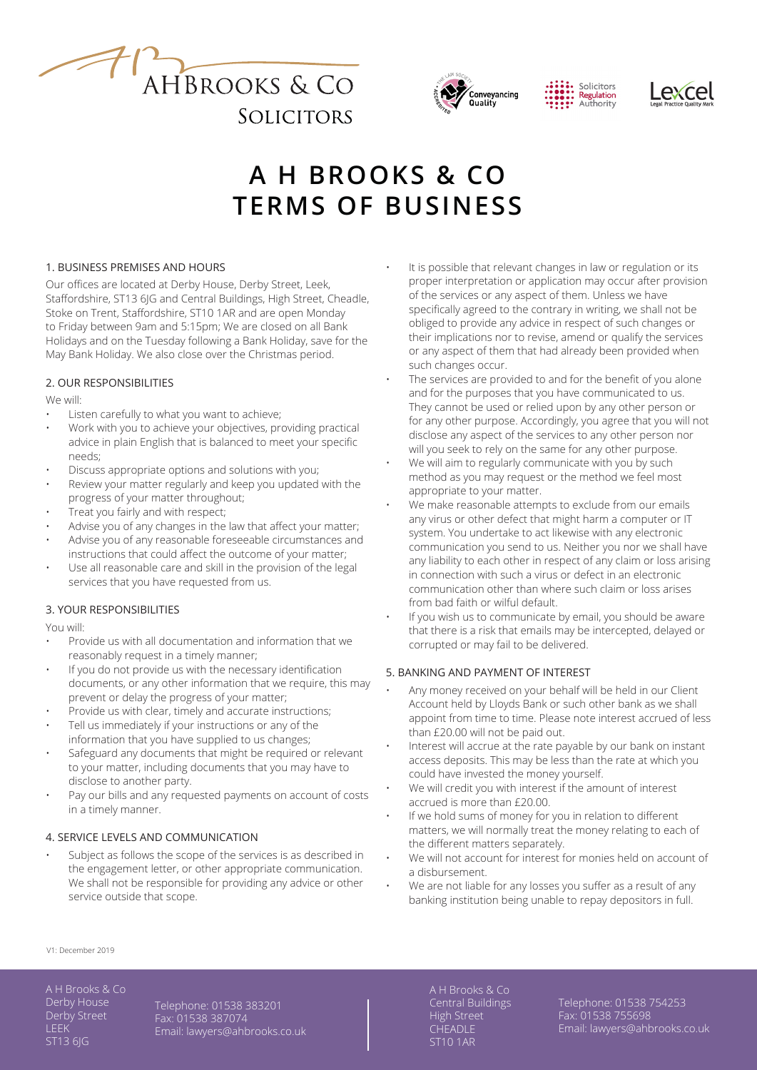# A H BROOKS & CO TERMS OF BUSINESS

## 1. BUSINESS PREMISES AND HOURS

Our offices are located at Derby House, Derby Street, Leek, Staffordshire, ST13 6JG and Central Buildings, High Street, Cheadle, Stoke on Trent, Staffordshire, ST10 1AR and are open Monday to Friday between 9am and 5:15pm; We are closed on all Bank Holidays and on the Tuesday following a Bank Holiday, save for the May Bank Holiday. We also close over the Christmas period.

## 2. OUR RESPONSIBILITIES

We will:

- Listen carefully to what you want to achieve;
- Work with you to achieve your objectives, providing practical advice in plain English that is balanced to meet your specific needs;
- Discuss appropriate options and solutions with you;
- Review your matter regularly and keep you updated with the progress of your matter throughout;
- Treat you fairly and with respect;
- Advise you of any changes in the law that affect your matter;
- Advise you of any reasonable foreseeable circumstances and instructions that could affect the outcome of your matter;
- Use all reasonable care and skill in the provision of the legal services that you have requested from us.

## 3. YOUR RESPONSIBILITIES

You will:

- Provide us with all documentation and information that we reasonably request in a timely manner;
- If you do not provide us with the necessary identification documents, or any other information that we require, this may prevent or delay the progress of your matter;
- Provide us with clear, timely and accurate instructions;
- Tell us immediately if your instructions or any of the information that you have supplied to us changes;
- Safeguard any documents that might be required or relevant to your matter, including documents that you may have to disclose to another party.
- Pay our bills and any requested payments on account of costs in a timely manner.

## 4. SERVICE LEVELS AND COMMUNICATION

- Subject as follows the scope of the services is as described in the engagement letter, or other appropriate communication. We shall not be responsible for providing any advice or other service outside that scope.
- It is possible that relevant changes in law or regulation or its proper interpretation or application may occur after provision of the services or any aspect of them. Unless we have specifically agreed to the contrary in writing, we shall not be obliged to provide any advice in respect of such changes or their implications nor to revise, amend or qualify the services or any aspect of them that had already been provided when such changes occur.
- The services are provided to and for the benefit of you alone and for the purposes that you have communicated to us. They cannot be used or relied upon by any other person or for any other purpose. Accordingly, you agree that you will not disclose any aspect of the services to any other person nor will you seek to rely on the same for any other purpose.
- We will aim to regularly communicate with you by such method as you may request or the method we feel most appropriate to your matter.
- We make reasonable attempts to exclude from our emails any virus or other defect that might harm a computer or IT system. You undertake to act likewise with any electronic communication you send to us. Neither you nor we shall have any liability to each other in respect of any claim or loss arising in connection with such a virus or defect in an electronic communication other than where such claim or loss arises from bad faith or wilful default.
- If you wish us to communicate by email, you should be aware that there is a risk that emails may be intercepted, delayed or corrupted or may fail to be delivered.

## 5. BANKING AND PAYMENT OF INTEREST

- Any money received on your behalf will be held in our Client Account held by Lloyds Bank or such other bank as we shall appoint from time to time. Please note interest accrued of less than £20.00 will not be paid out.
- Interest will accrue at the rate payable by our bank on instant access deposits. This may be less than the rate at which you could have invested the money yourself.
- We will credit you with interest if the amount of interest accrued is more than £20.00.
- If we hold sums of money for you in relation to different matters, we will normally treat the money relating to each of the different matters separately.
- We will not account for interest for monies held on account of a disbursement.
- We are not liable for any losses you suffer as a result of any banking institution being unable to repay depositors in full.

V1: December 2019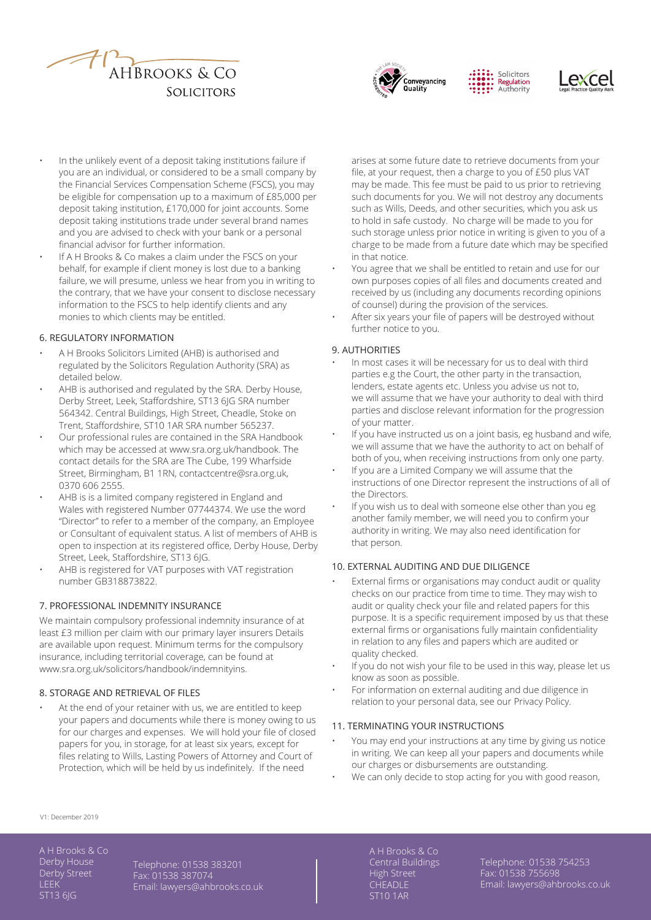- In the unlikely event of a deposit taking institutions failure if you are an individual, or considered to be a small company by the Financial Services Compensation Scheme (FSCS), you may be eligible for compensation up to a maximum of £85,000 per deposit taking institution, £170,000 for joint accounts. Some deposit taking institutions trade under several brand names and you are advised to check with your bank or a personal financial advisor for further information.
- If A H Brooks & Co makes a claim under the FSCS on your behalf, for example if client money is lost due to a banking failure, we will presume, unless we hear from you in writing to the contrary, that we have your consent to disclose necessary information to the FSCS to help identify clients and any monies to which clients may be entitled.

## 6. REGULATORY INFORMATION

- A H Brooks Solicitors Limited (AHB) is authorised and regulated by the Solicitors Regulation Authority (SRA) as detailed below.
- AHB is authorised and regulated by the SRA. Derby House, Derby Street, Leek, Staffordshire, ST13 6JG SRA number 564342. Central Buildings, High Street, Cheadle, Stoke on Trent, Staffordshire, ST10 1AR SRA number 565237.
- Our professional rules are contained in the SRA Handbook which may be accessed at www.sra.org.uk/handbook. The contact details for the SRA are The Cube, 199 Wharfside Street, Birmingham, B1 1RN, contactcentre@sra.org.uk, 0370 606 2555.
- AHB is is a limited company registered in England and Wales with registered Number 07744374. We use the word "Director" to refer to a member of the company, an Employee or Consultant of equivalent status. A list of members of AHB is open to inspection at its registered office, Derby House, Derby Street, Leek, Staffordshire, ST13 6JG.
- AHB is registered for VAT purposes with VAT registration number GB318873822.

## 7. PROFESSIONAL INDEMNITY INSURANCE

We maintain compulsory professional indemnity insurance of at least £3 million per claim with our primary layer insurers Details are available upon request. Minimum terms for the compulsory insurance, including territorial coverage, can be found at www.sra.org.uk/solicitors/handbook/indemnityins.

## 8. STORAGE AND RETRIEVAL OF FILES

- At the end of your retainer with us, we are entitled to keep your papers and documents while there is money owing to us for our charges and expenses. We will hold your file of closed papers for you, in storage, for at least six years, except for files relating to Wills, Lasting Powers of Attorney and Court of Protection, which will be held by us indefinitely. If the need arises at some future date to retrieve documents from your file, at your request, then a charge to you of £50 plus VAT may be made. This fee must be paid to us prior to retrieving such documents for you. We will not destroy any documents such as Wills, Deeds, and other securities, which you ask us to hold in safe custody. No charge will be made to you for such storage unless prior notice in writing is given to you of a charge to be made from a future date which may be specified in that notice.
- You agree that we shall be entitled to retain and use for our own purposes copies of all files and documents created and received by us (including any documents recording opinions of counsel) during the provision of the services.
- After six years your file of papers will be destroyed without further notice to you.

## 9. AUTHORITIES

- In most cases it will be necessary for us to deal with third parties e.g the Court, the other party in the transaction, lenders, estate agents etc. Unless you advise us not to, we will assume that we have your authority to deal with third parties and disclose relevant information for the progression of your matter.
- If you have instructed us on a joint basis, eg husband and wife, we will assume that we have the authority to act on behalf of both of you, when receiving instructions from only one party.
- If you are a Limited Company we will assume that the instructions of one Director represent the instructions of all of the Directors.
- If you wish us to deal with someone else other than you eg another family member, we will need you to confirm your authority in writing. We may also need identification for that person.

## 10. EXTERNAL AUDITING AND DUE DILIGENCE

- External firms or organisations may conduct audit or quality checks on our practice from time to time. They may wish to audit or quality check your file and related papers for this purpose. It is a specific requirement imposed by us that these external firms or organisations fully maintain confidentiality in relation to any files and papers which are audited or quality checked.
- If you do not wish your file to be used in this way, please let us know as soon as possible.
- For information on external auditing and due diligence in relation to your personal data, see our Privacy Policy.

## 11. TERMINATING YOUR INSTRUCTIONS

- You may end your instructions at any time by giving us notice in writing. We can keep all your papers and documents while our charges or disbursements are outstanding.
- We can only decide to stop acting for you with good reason,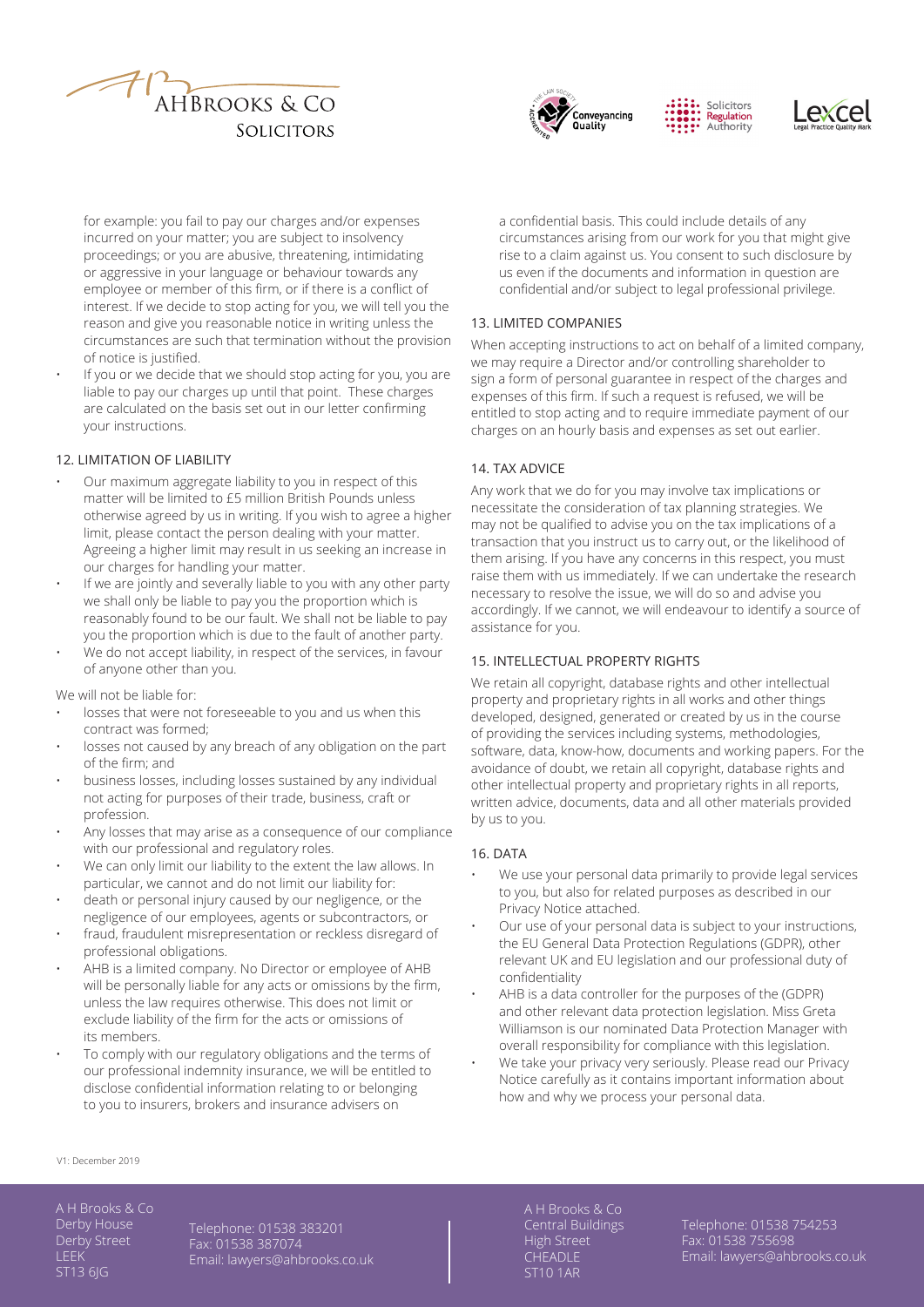for example: you fail to pay our charges and/or expenses incurred on your matter; you are subject to insolvency proceedings; or you are abusive, threatening, intimidating or aggressive in your language or behaviour towards any employee or member of this firm, or if there is a conflict of interest. If we decide to stop acting for you, we will tell you the reason and give you reasonable notice in writing unless the circumstances are such that termination without the provision of notice is justified.

- If you or we decide that we should stop acting for you, you are liable to pay our charges up until that point. These charges are calculated on the basis set out in our letter confirming your instructions.

## 12. LIMITATION OF LIABILITY

- Our maximum aggregate liability to you in respect of this matter will be limited to £5 million British Pounds unless otherwise agreed by us in writing. If you wish to agree a higher limit, please contact the person dealing with your matter. Agreeing a higher limit may result in us seeking an increase in our charges for handling your matter.
- If we are jointly and severally liable to you with any other party we shall only be liable to pay you the proportion which is reasonably found to be our fault. We shall not be liable to pay you the proportion which is due to the fault of another party.
- We do not accept liability, in respect of the services, in favour of anyone other than you.

We will not be liable for:

- losses that were not foreseeable to you and us when this contract was formed;
- losses not caused by any breach of any obligation on the part of the firm; and
- business losses, including losses sustained by any individual not acting for purposes of their trade, business, craft or profession.
- Any losses that may arise as a consequence of our compliance with our professional and regulatory roles.
- We can only limit our liability to the extent the law allows. In particular, we cannot and do not limit our liability for:
- death or personal injury caused by our negligence, or the negligence of our employees, agents or subcontractors, or
- fraud, fraudulent misrepresentation or reckless disregard of professional obligations.
- AHB is a limited company. No Director or employee of AHB will be personally liable for any acts or omissions by the firm, unless the law requires otherwise. This does not limit or exclude liability of the firm for the acts or omissions of its members.
- To comply with our regulatory obligations and the terms of our professional indemnity insurance, we will be entitled to disclose confidential information relating to or belonging to you to insurers, brokers and insurance advisers on a confidential basis. This could include details of any circumstances arising from our work for you that might give rise to a claim against us. You consent to such disclosure by us even if the documents and information in question are confidential and/or subject to legal professional privilege.

## 13. LIMITED COMPANIES

When accepting instructions to act on behalf of a limited company, we may require a Director and/or controlling shareholder to sign a form of personal guarantee in respect of the charges and expenses of this firm. If such a request is refused, we will be entitled to stop acting and to require immediate payment of our charges on an hourly basis and expenses as set out earlier.

## 14. TAX ADVICE

Any work that we do for you may involve tax implications or necessitate the consideration of tax planning strategies. We may not be qualified to advise you on the tax implications of a transaction that you instruct us to carry out, or the likelihood of them arising. If you have any concerns in this respect, you must raise them with us immediately. If we can undertake the research necessary to resolve the issue, we will do so and advise you accordingly. If we cannot, we will endeavour to identify a source of assistance for you.

## 15. INTELLECTUAL PROPERTY RIGHTS

We retain all copyright, database rights and other intellectual property and proprietary rights in all works and other things developed, designed, generated or created by us in the course of providing the services including systems, methodologies, software, data, know-how, documents and working papers. For the avoidance of doubt, we retain all copyright, database rights and other intellectual property and proprietary rights in all reports, written advice, documents, data and all other materials provided by us to you.

## 16. DATA

- We use your personal data primarily to provide legal services to you, but also for related purposes as described in our Privacy Notice attached.
- Our use of your personal data is subject to your instructions, the EU General Data Protection Regulations (GDPR), other relevant UK and EU legislation and our professional duty of confidentiality
- AHB is a data controller for the purposes of the (GDPR) and other relevant data protection legislation. Miss Greta Williamson is our nominated Data Protection Manager with overall responsibility for compliance with this legislation.
- We take your privacy very seriously. Please read our Privacy Notice carefully as it contains important information about how and why we process your personal data.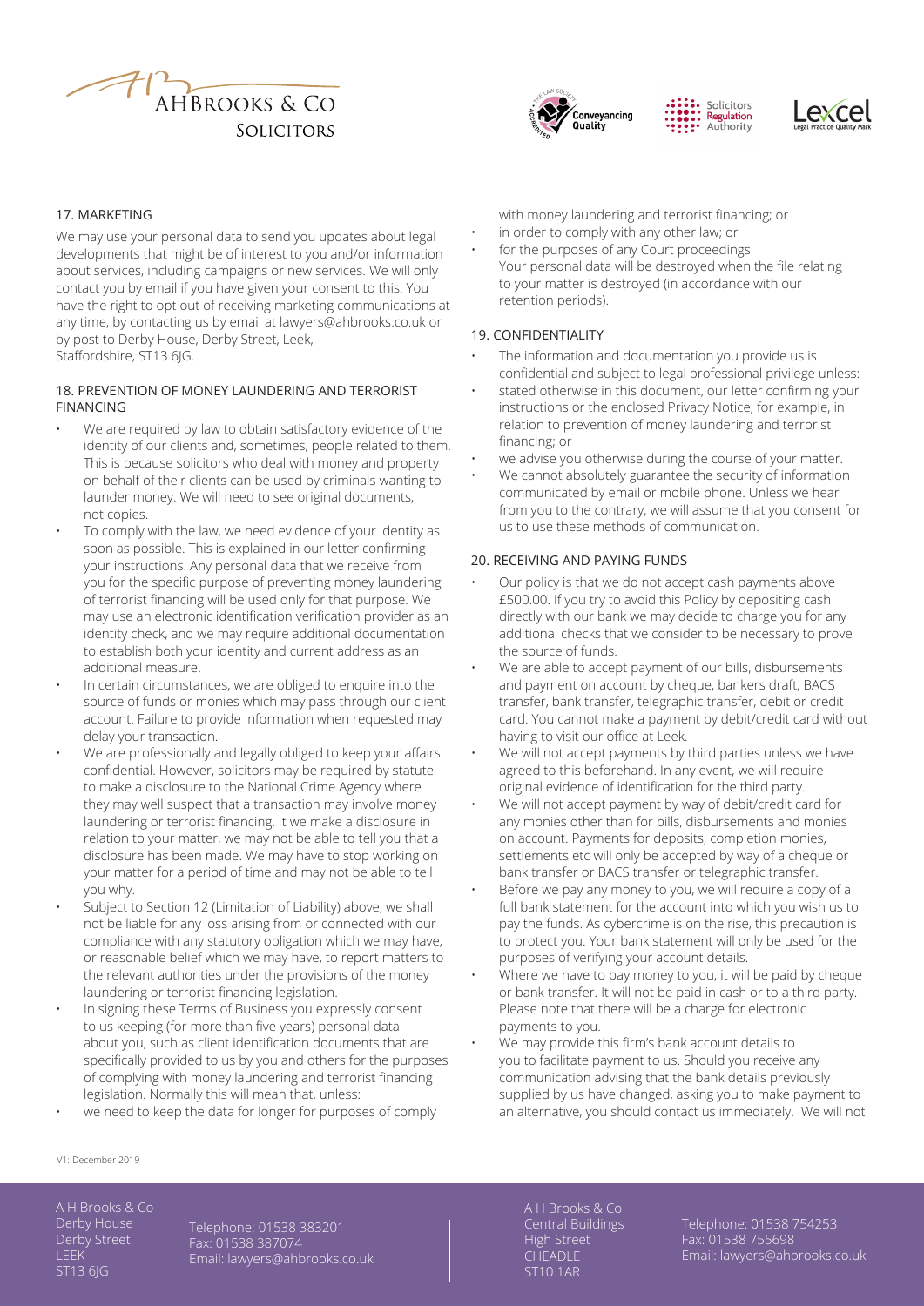## 17. MARKETING

We may use your personal data to send you updates about legal developments that might be of interest to you and/or information about services, including campaigns or new services. We will only contact you by email if you have given your consent to this. You have the right to opt out of receiving marketing communications at any time, by contacting us by email at lawyers@ahbrooks.co.uk or by post to Derby House, Derby Street, Leek, Staffordshire, ST13 6JG.

## 18. PREVENTION OF MONEY LAUNDERING AND TERRORIST FINANCING

- We are required by law to obtain satisfactory evidence of the identity of our clients and, sometimes, people related to them. This is because solicitors who deal with money and property on behalf of their clients can be used by criminals wanting to launder money. We will need to see original documents, not copies.
- To comply with the law, we need evidence of your identity as soon as possible. This is explained in our letter confirming your instructions. Any personal data that we receive from you for the specific purpose of preventing money laundering of terrorist financing will be used only for that purpose. We may use an electronic identification verification provider as an identity check, and we may require additional documentation to establish both your identity and current address as an additional measure.
- In certain circumstances, we are obliged to enquire into the source of funds or monies which may pass through our client account. Failure to provide information when requested may delay your transaction.
- We are professionally and legally obliged to keep your affairs confidential. However, solicitors may be required by statute to make a disclosure to the National Crime Agency where they may well suspect that a transaction may involve money laundering or terrorist financing. It we make a disclosure in relation to your matter, we may not be able to tell you that a disclosure has been made. We may have to stop working on your matter for a period of time and may not be able to tell you why.
- Subject to Section 12 (Limitation of Liability) above, we shall not be liable for any loss arising from or connected with our compliance with any statutory obligation which we may have, or reasonable belief which we may have, to report matters to the relevant authorities under the provisions of the money laundering or terrorist financing legislation.
- In signing these Terms of Business you expressly consent to us keeping (for more than five years) personal data about you, such as client identification documents that are specifically provided to us by you and others for the purposes of complying with money laundering and terrorist financing legislation. Normally this will mean that, unless:
- we need to keep the data for longer for purposes of comply with money laundering and terrorist financing; or
- in order to comply with any other law; or
- for the purposes of any Court proceedings

  Your personal data will be destroyed when the file relating to your matter is destroyed (in accordance with our retention periods).

## 19. CONFIDENTIALITY

- The information and documentation you provide us is confidential and subject to legal professional privilege unless:
- stated otherwise in this document, our letter confirming your instructions or the enclosed Privacy Notice, for example, in relation to prevention of money laundering and terrorist financing; or
- we advise you otherwise during the course of your matter.
- We cannot absolutely guarantee the security of information communicated by email or mobile phone. Unless we hear from you to the contrary, we will assume that you consent for us to use these methods of communication.

## 20. RECEIVING AND PAYING FUNDS

- Our policy is that we do not accept cash payments above £500.00. If you try to avoid this Policy by depositing cash directly with our bank we may decide to charge you for any additional checks that we consider to be necessary to prove the source of funds.
- We are able to accept payment of our bills, disbursements and payment on account by cheque, bankers draft, BACS transfer, bank transfer, telegraphic transfer, debit or credit card. You cannot make a payment by debit/credit card without having to visit our office at Leek.
- We will not accept payments by third parties unless we have agreed to this beforehand. In any event, we will require original evidence of identification for the third party.
- We will not accept payment by way of debit/credit card for any monies other than for bills, disbursements and monies on account. Payments for deposits, completion monies, settlements etc will only be accepted by way of a cheque or bank transfer or BACS transfer or telegraphic transfer.
- Before we pay any money to you, we will require a copy of a full bank statement for the account into which you wish us to pay the funds. As cybercrime is on the rise, this precaution is to protect you. Your bank statement will only be used for the purposes of verifying your account details.
- Where we have to pay money to you, it will be paid by cheque or bank transfer. It will not be paid in cash or to a third party. Please note that there will be a charge for electronic payments to you.
- We may provide this firm's bank account details to you to facilitate payment to us. Should you receive any communication advising that the bank details previously supplied by us have changed, asking you to make payment to an alternative, you should contact us immediately. We will not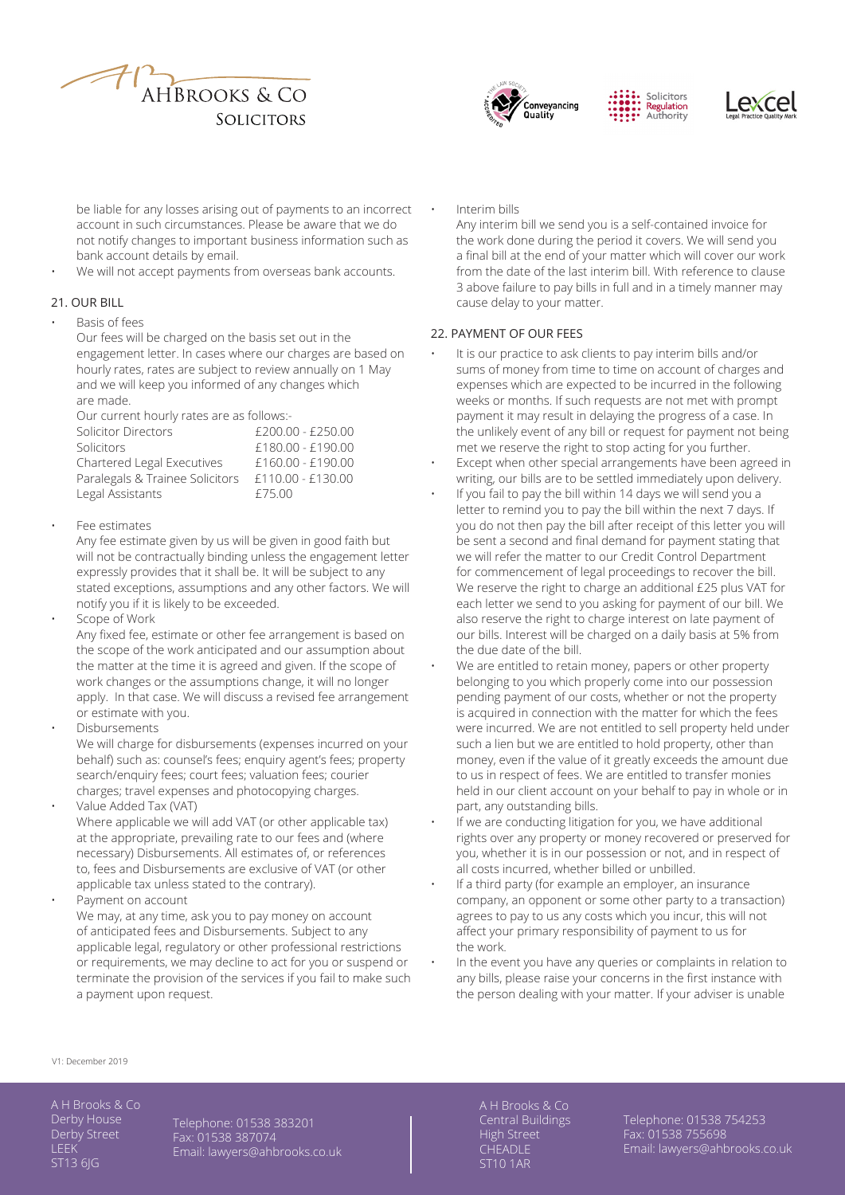be liable for any losses arising out of payments to an incorrect account in such circumstances. Please be aware that we do not notify changes to important business information such as bank account details by email.

- We will not accept payments from overseas bank accounts.

## 21. OUR BILL

- Basis of fees

  Our fees will be charged on the basis set out in the engagement letter. In cases where our charges are based on hourly rates, rates are subject to review annually on 1 May and we will keep you informed of any changes which are made.

  Our current hourly rates are as follows:-

| | |
|---|---|
| Solicitor Directors | £200.00 - £250.00 |
| Solicitors | £180.00 - £190.00 |
| Chartered Legal Executives | £160.00 - £190.00 |
| Paralegals & Trainee Solicitors | £110.00 - £130.00 |
| Legal Assistants | £75.00 |

- Fee estimates

  Any fee estimate given by us will be given in good faith but will not be contractually binding unless the engagement letter expressly provides that it shall be. It will be subject to any stated exceptions, assumptions and any other factors. We will notify you if it is likely to be exceeded.

- Scope of Work

  Any fixed fee, estimate or other fee arrangement is based on the scope of the work anticipated and our assumption about the matter at the time it is agreed and given. If the scope of work changes or the assumptions change, it will no longer apply. In that case. We will discuss a revised fee arrangement or estimate with you.

- Disbursements

  We will charge for disbursements (expenses incurred on your behalf) such as: counsel's fees; enquiry agent's fees; property search/enquiry fees; court fees; valuation fees; courier charges; travel expenses and photocopying charges.

- Value Added Tax (VAT)

  Where applicable we will add VAT (or other applicable tax) at the appropriate, prevailing rate to our fees and (where necessary) Disbursements. All estimates of, or references to, fees and Disbursements are exclusive of VAT (or other applicable tax unless stated to the contrary).

- Payment on account

  We may, at any time, ask you to pay money on account of anticipated fees and Disbursements. Subject to any applicable legal, regulatory or other professional restrictions or requirements, we may decline to act for you or suspend or terminate the provision of the services if you fail to make such a payment upon request.

- Interim bills

  Any interim bill we send you is a self-contained invoice for the work done during the period it covers. We will send you a final bill at the end of your matter which will cover our work from the date of the last interim bill. With reference to clause 3 above failure to pay bills in full and in a timely manner may cause delay to your matter.

## 22. PAYMENT OF OUR FEES

- It is our practice to ask clients to pay interim bills and/or sums of money from time to time on account of charges and expenses which are expected to be incurred in the following weeks or months. If such requests are not met with prompt payment it may result in delaying the progress of a case. In the unlikely event of any bill or request for payment not being met we reserve the right to stop acting for you further.
- Except when other special arrangements have been agreed in writing, our bills are to be settled immediately upon delivery.
- If you fail to pay the bill within 14 days we will send you a letter to remind you to pay the bill within the next 7 days. If you do not then pay the bill after receipt of this letter you will be sent a second and final demand for payment stating that we will refer the matter to our Credit Control Department for commencement of legal proceedings to recover the bill. We reserve the right to charge an additional £25 plus VAT for each letter we send to you asking for payment of our bill. We also reserve the right to charge interest on late payment of our bills. Interest will be charged on a daily basis at 5% from the due date of the bill.
- We are entitled to retain money, papers or other property belonging to you which properly come into our possession pending payment of our costs, whether or not the property is acquired in connection with the matter for which the fees were incurred. We are not entitled to sell property held under such a lien but we are entitled to hold property, other than money, even if the value of it greatly exceeds the amount due to us in respect of fees. We are entitled to transfer monies held in our client account on your behalf to pay in whole or in part, any outstanding bills.
- If we are conducting litigation for you, we have additional rights over any property or money recovered or preserved for you, whether it is in our possession or not, and in respect of all costs incurred, whether billed or unbilled.
- If a third party (for example an employer, an insurance company, an opponent or some other party to a transaction) agrees to pay to us any costs which you incur, this will not affect your primary responsibility of payment to us for the work.
- In the event you have any queries or complaints in relation to any bills, please raise your concerns in the first instance with the person dealing with your matter. If your adviser is unable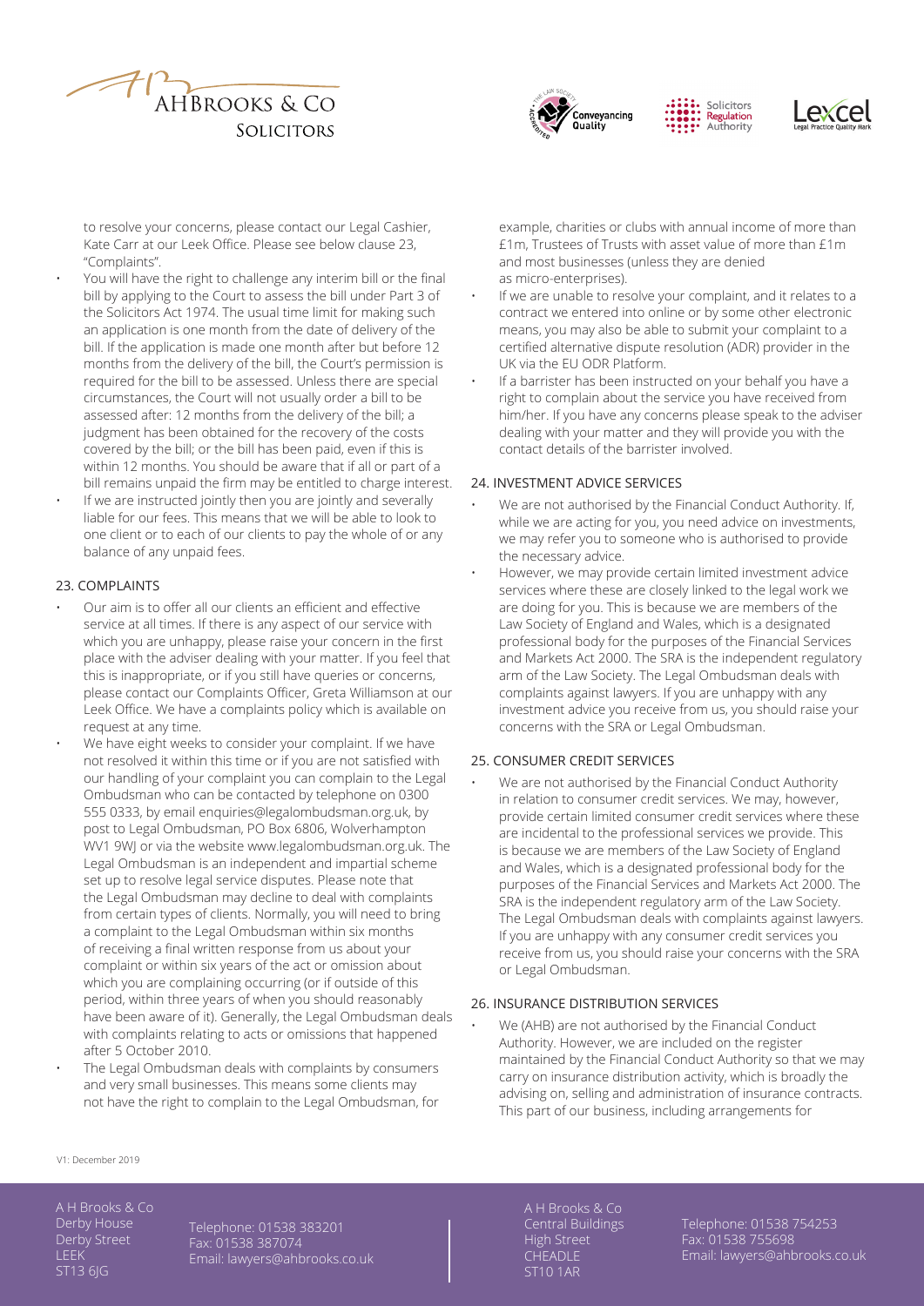to resolve your concerns, please contact our Legal Cashier, Kate Carr at our Leek Office. Please see below clause 23, "Complaints".

- You will have the right to challenge any interim bill or the final bill by applying to the Court to assess the bill under Part 3 of the Solicitors Act 1974. The usual time limit for making such an application is one month from the date of delivery of the bill. If the application is made one month after but before 12 months from the delivery of the bill, the Court's permission is required for the bill to be assessed. Unless there are special circumstances, the Court will not usually order a bill to be assessed after: 12 months from the delivery of the bill; a judgment has been obtained for the recovery of the costs covered by the bill; or the bill has been paid, even if this is within 12 months. You should be aware that if all or part of a bill remains unpaid the firm may be entitled to charge interest.
- If we are instructed jointly then you are jointly and severally liable for our fees. This means that we will be able to look to one client or to each of our clients to pay the whole of or any balance of any unpaid fees.

## 23. COMPLAINTS

- Our aim is to offer all our clients an efficient and effective service at all times. If there is any aspect of our service with which you are unhappy, please raise your concern in the first place with the adviser dealing with your matter. If you feel that this is inappropriate, or if you still have queries or concerns, please contact our Complaints Officer, Greta Williamson at our Leek Office. We have a complaints policy which is available on request at any time.
- We have eight weeks to consider your complaint. If we have not resolved it within this time or if you are not satisfied with our handling of your complaint you can complain to the Legal Ombudsman who can be contacted by telephone on 0300 555 0333, by email enquiries@legalombudsman.org.uk, by post to Legal Ombudsman, PO Box 6806, Wolverhampton WV1 9WJ or via the website www.legalombudsman.org.uk. The Legal Ombudsman is an independent and impartial scheme set up to resolve legal service disputes. Please note that the Legal Ombudsman may decline to deal with complaints from certain types of clients. Normally, you will need to bring a complaint to the Legal Ombudsman within six months of receiving a final written response from us about your complaint or within six years of the act or omission about which you are complaining occurring (or if outside of this period, within three years of when you should reasonably have been aware of it). Generally, the Legal Ombudsman deals with complaints relating to acts or omissions that happened after 5 October 2010.
- The Legal Ombudsman deals with complaints by consumers and very small businesses. This means some clients may not have the right to complain to the Legal Ombudsman, for example, charities or clubs with annual income of more than £1m, Trustees of Trusts with asset value of more than £1m and most businesses (unless they are denied as micro-enterprises).
- If we are unable to resolve your complaint, and it relates to a contract we entered into online or by some other electronic means, you may also be able to submit your complaint to a certified alternative dispute resolution (ADR) provider in the UK via the EU ODR Platform.
- If a barrister has been instructed on your behalf you have a right to complain about the service you have received from him/her. If you have any concerns please speak to the adviser dealing with your matter and they will provide you with the contact details of the barrister involved.

## 24. INVESTMENT ADVICE SERVICES

- We are not authorised by the Financial Conduct Authority. If, while we are acting for you, you need advice on investments, we may refer you to someone who is authorised to provide the necessary advice.
- However, we may provide certain limited investment advice services where these are closely linked to the legal work we are doing for you. This is because we are members of the Law Society of England and Wales, which is a designated professional body for the purposes of the Financial Services and Markets Act 2000. The SRA is the independent regulatory arm of the Law Society. The Legal Ombudsman deals with complaints against lawyers. If you are unhappy with any investment advice you receive from us, you should raise your concerns with the SRA or Legal Ombudsman.

## 25. CONSUMER CREDIT SERVICES

- We are not authorised by the Financial Conduct Authority in relation to consumer credit services. We may, however, provide certain limited consumer credit services where these are incidental to the professional services we provide. This is because we are members of the Law Society of England and Wales, which is a designated professional body for the purposes of the Financial Services and Markets Act 2000. The SRA is the independent regulatory arm of the Law Society. The Legal Ombudsman deals with complaints against lawyers. If you are unhappy with any consumer credit services you receive from us, you should raise your concerns with the SRA or Legal Ombudsman.

## 26. INSURANCE DISTRIBUTION SERVICES

- We (AHB) are not authorised by the Financial Conduct Authority. However, we are included on the register maintained by the Financial Conduct Authority so that we may carry on insurance distribution activity, which is broadly the advising on, selling and administration of insurance contracts. This part of our business, including arrangements for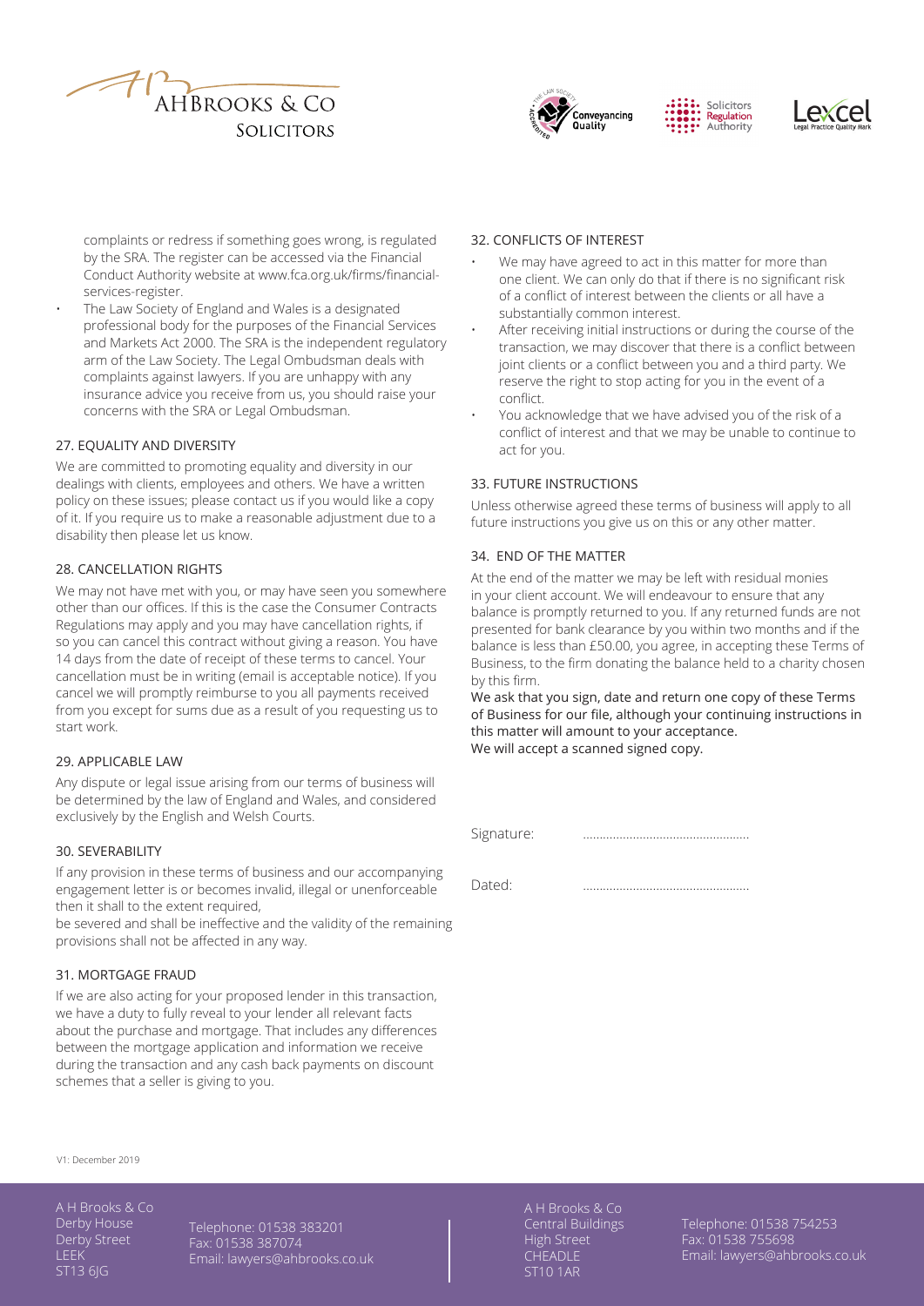complaints or redress if something goes wrong, is regulated by the SRA. The register can be accessed via the Financial Conduct Authority website at www.fca.org.uk/firms/financial-services-register.

- The Law Society of England and Wales is a designated professional body for the purposes of the Financial Services and Markets Act 2000. The SRA is the independent regulatory arm of the Law Society. The Legal Ombudsman deals with complaints against lawyers. If you are unhappy with any insurance advice you receive from us, you should raise your concerns with the SRA or Legal Ombudsman.

## 27. EQUALITY AND DIVERSITY

We are committed to promoting equality and diversity in our dealings with clients, employees and others. We have a written policy on these issues; please contact us if you would like a copy of it. If you require us to make a reasonable adjustment due to a disability then please let us know.

## 28. CANCELLATION RIGHTS

We may not have met with you, or may have seen you somewhere other than our offices. If this is the case the Consumer Contracts Regulations may apply and you may have cancellation rights, if so you can cancel this contract without giving a reason. You have 14 days from the date of receipt of these terms to cancel. Your cancellation must be in writing (email is acceptable notice). If you cancel we will promptly reimburse to you all payments received from you except for sums due as a result of you requesting us to start work.

## 29. APPLICABLE LAW

Any dispute or legal issue arising from our terms of business will be determined by the law of England and Wales, and considered exclusively by the English and Welsh Courts.

## 30. SEVERABILITY

If any provision in these terms of business and our accompanying engagement letter is or becomes invalid, illegal or unenforceable then it shall to the extent required,
be severed and shall be ineffective and the validity of the remaining provisions shall not be affected in any way.

## 31. MORTGAGE FRAUD

If we are also acting for your proposed lender in this transaction, we have a duty to fully reveal to your lender all relevant facts about the purchase and mortgage. That includes any differences between the mortgage application and information we receive during the transaction and any cash back payments on discount schemes that a seller is giving to you.

## 32. CONFLICTS OF INTEREST

- We may have agreed to act in this matter for more than one client. We can only do that if there is no significant risk of a conflict of interest between the clients or all have a substantially common interest.
- After receiving initial instructions or during the course of the transaction, we may discover that there is a conflict between joint clients or a conflict between you and a third party. We reserve the right to stop acting for you in the event of a conflict.
- You acknowledge that we have advised you of the risk of a conflict of interest and that we may be unable to continue to act for you.

## 33. FUTURE INSTRUCTIONS

Unless otherwise agreed these terms of business will apply to all future instructions you give us on this or any other matter.

## 34. END OF THE MATTER

At the end of the matter we may be left with residual monies in your client account. We will endeavour to ensure that any balance is promptly returned to you. If any returned funds are not presented for bank clearance by you within two months and if the balance is less than £50.00, you agree, in accepting these Terms of Business, to the firm donating the balance held to a charity chosen by this firm.

We ask that you sign, date and return one copy of these Terms of Business for our file, although your continuing instructions in this matter will amount to your acceptance.
We will accept a scanned signed copy.

Signature: .................................................

Dated: .................................................

V1: December 2019